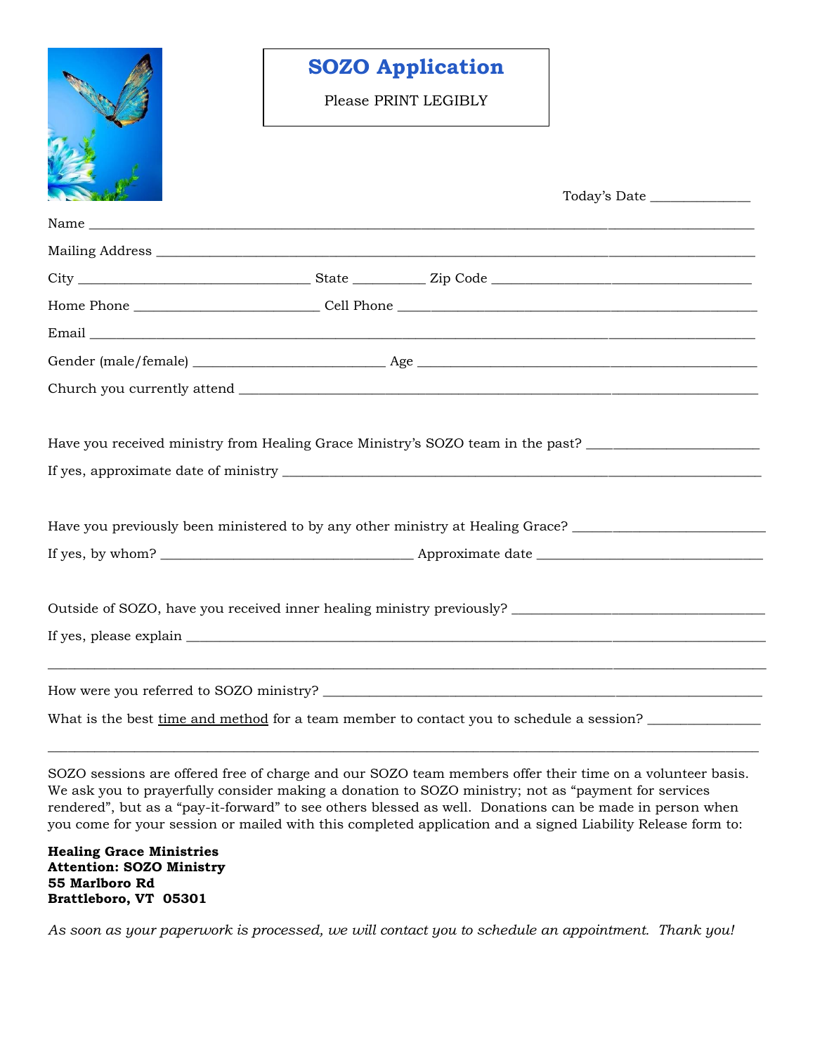# SOZO Application

Please PRINT LEGIBLY

Today's Date _______________

Name ______________________________________________________________________________________________

Mailing Address ________________________________________________________________________________________

City __________________________________ State __________ Zip Code ______________________________________

Home Phone ___________________________ Cell Phone _____________________________________________________

Email ______________________________________________________________________________________________

Gender (male/female) ____________________________ Age __________________________________________________

Church you currently attend _______________________________________________________________________________

Have you received ministry from Healing Grace Ministry's SOZO team in the past? _________________________

If yes, approximate date of ministry ___________________________________________________________________

Have you previously been ministered to by any other ministry at Healing Grace? ____________________________

If yes, by whom? _____________________________________ Approximate date _________________________________

Outside of SOZO, have you received inner healing ministry previously? _____________________________________

If yes, please explain ___________________________________________________________________________________

_____________________________________________________________________________________________________

How were you referred to SOZO ministry? _________________________________________________________________

What is the best <u>time and method</u> for a team member to contact you to schedule a session? ________________

_____________________________________________________________________________________________________

SOZO sessions are offered free of charge and our SOZO team members offer their time on a volunteer basis. We ask you to prayerfully consider making a donation to SOZO ministry; not as "payment for services rendered", but as a "pay-it-forward" to see others blessed as well. Donations can be made in person when you come for your session or mailed with this completed application and a signed Liability Release form to:

**Healing Grace Ministries**
**Attention: SOZO Ministry**
**55 Marlboro Rd**
**Brattleboro, VT 05301**

*As soon as your paperwork is processed, we will contact you to schedule an appointment. Thank you!*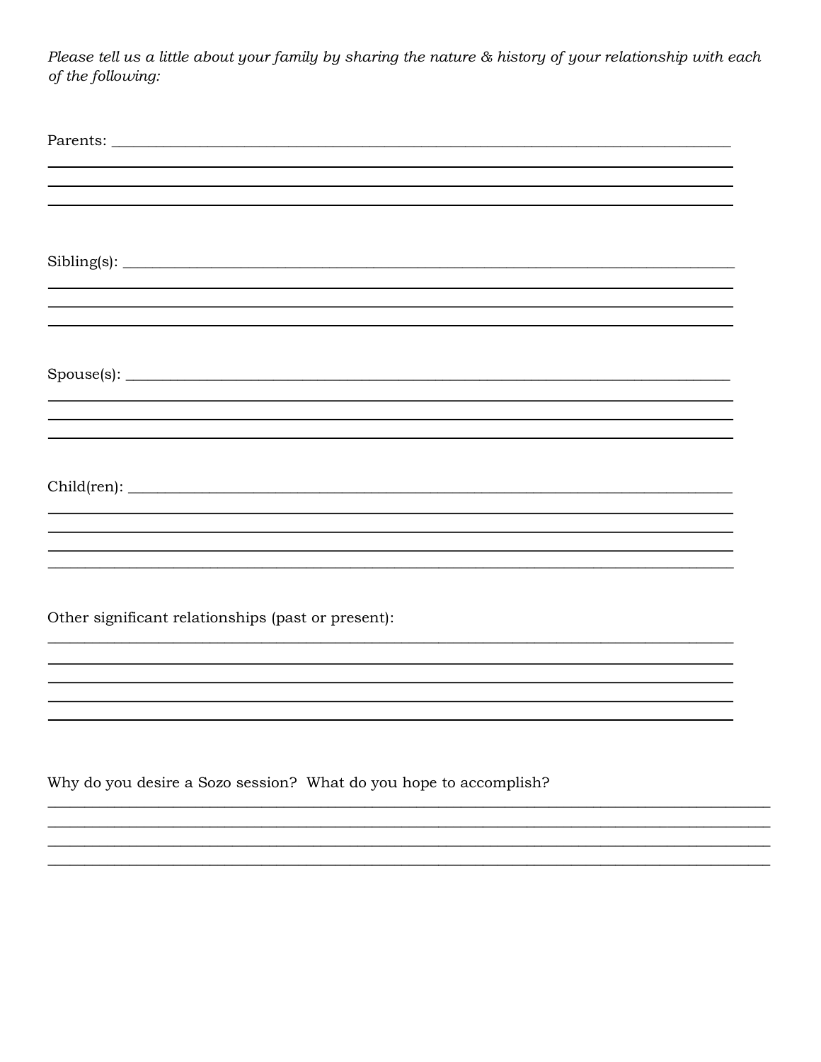*Please tell us a little about your family by sharing the nature & history of your relationship with each of the following:*

Parents: ____________________________________________________________________________

____________________________________________________________________________

____________________________________________________________________________

____________________________________________________________________________

Sibling(s): ____________________________________________________________________________

____________________________________________________________________________

____________________________________________________________________________

____________________________________________________________________________

Spouse(s): ____________________________________________________________________________

____________________________________________________________________________

____________________________________________________________________________

____________________________________________________________________________

Child(ren): ____________________________________________________________________________

____________________________________________________________________________

____________________________________________________________________________

____________________________________________________________________________

____________________________________________________________________________

Other significant relationships (past or present):

____________________________________________________________________________

____________________________________________________________________________

____________________________________________________________________________

____________________________________________________________________________

____________________________________________________________________________

Why do you desire a Sozo session? What do you hope to accomplish?

____________________________________________________________________________

____________________________________________________________________________

____________________________________________________________________________

____________________________________________________________________________